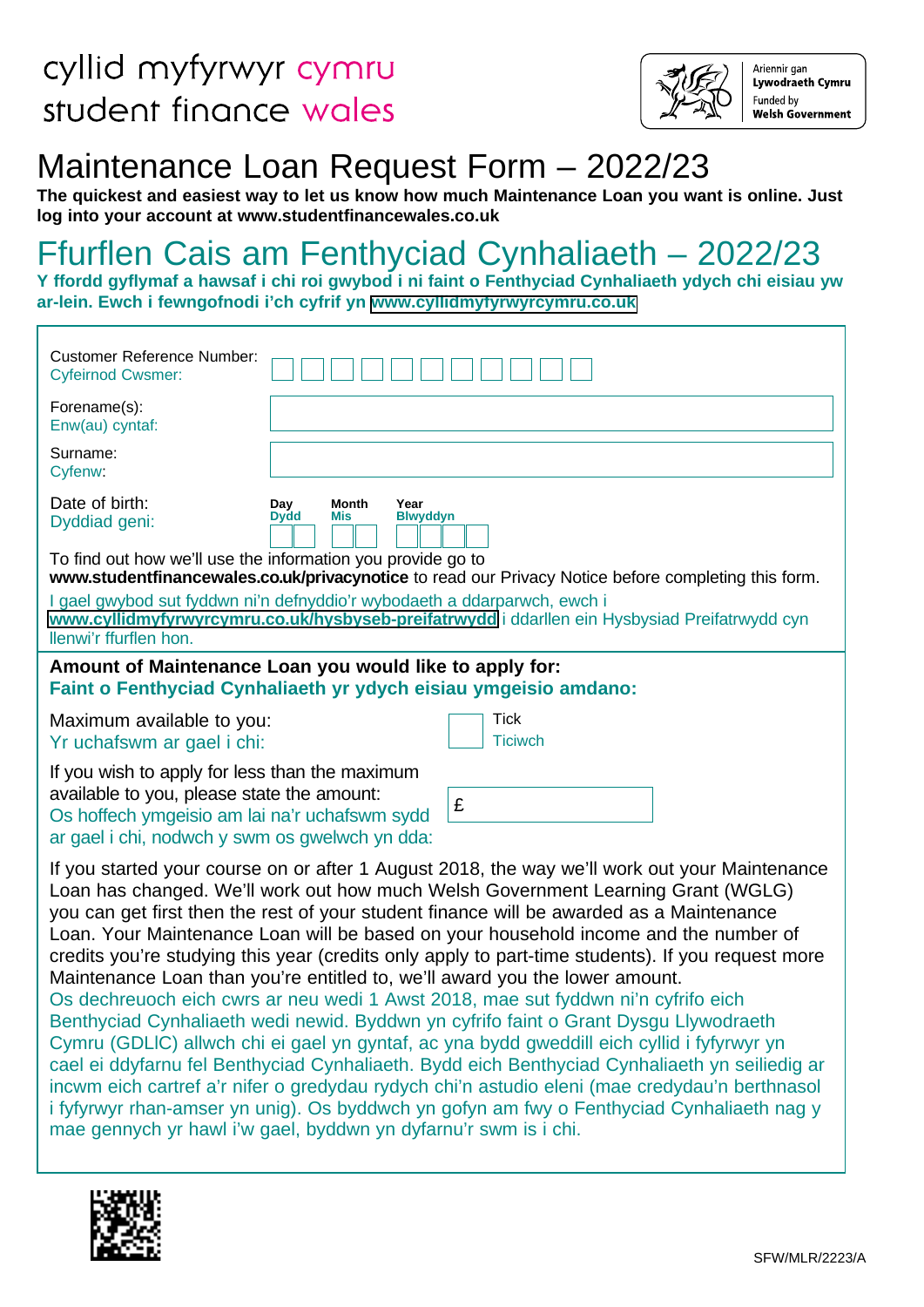cyllid myfyrwyr cymru
student finance wales

Ariennir gan **Lywodraeth Cymru**
Funded by **Welsh Government**

# Maintenance Loan Request Form – 2022/23

**The quickest and easiest way to let us know how much Maintenance Loan you want is online. Just log into your account at www.studentfinancewales.co.uk**

# Ffurflen Cais am Fenthyciad Cynhaliaeth – 2022/23

**Y ffordd gyflymaf a hawsaf i chi roi gwybod i ni faint o Fenthyciad Cynhaliaeth ydych chi eisiau yw ar-lein. Ewch i fewngofnodi i'ch cyfrif yn www.cyllidmyfyrwyrcymru.co.uk**

| | |
|---|---|
| Customer Reference Number: / Cyfeirnod Cwsmer: | ☐☐☐☐☐☐☐☐☐☐☐ |
| Forename(s): / Enw(au) cyntaf: | |
| Surname: / Cyfenw: | |
| Date of birth: / Dyddiad geni: | **Day / Dydd** ☐☐ **Month / Mis** ☐☐ **Year / Blwyddyn** ☐☐☐☐ |

To find out how we'll use the information you provide go to **www.studentfinancewales.co.uk/privacynotice** to read our Privacy Notice before completing this form.

I gael gwybod sut fyddwn ni'n defnyddio'r wybodaeth a ddarparwch, ewch i **www.cyllidmyfyrwyrcymru.co.uk/hysbyseb-preifatrwydd** i ddarllen ein Hysbysiad Preifatrwydd cyn llenwi'r ffurflen hon.

**Amount of Maintenance Loan you would like to apply for:**
**Faint o Fenthyciad Cynhaliaeth yr ydych eisiau ymgeisio amdano:**

| | |
|---|---|
| Maximum available to you: / Yr uchafswm ar gael i chi: | ☐ Tick / Ticiwch |
| If you wish to apply for less than the maximum available to you, please state the amount: / Os hoffech ymgeisio am lai na'r uchafswm sydd ar gael i chi, nodwch y swm os gwelwch yn dda: | £ |

If you started your course on or after 1 August 2018, the way we'll work out your Maintenance Loan has changed. We'll work out how much Welsh Government Learning Grant (WGLG) you can get first then the rest of your student finance will be awarded as a Maintenance Loan. Your Maintenance Loan will be based on your household income and the number of credits you're studying this year (credits only apply to part-time students). If you request more Maintenance Loan than you're entitled to, we'll award you the lower amount.

Os dechreuoch eich cwrs ar neu wedi 1 Awst 2018, mae sut fyddwn ni'n cyfrifo eich Benthyciad Cynhaliaeth wedi newid. Byddwn yn cyfrifo faint o Grant Dysgu Llywodraeth Cymru (GDLlC) allwch chi ei gael yn gyntaf, ac yna bydd gweddill eich cyllid i fyfyrwyr yn cael ei ddyfarnu fel Benthyciad Cynhaliaeth. Bydd eich Benthyciad Cynhaliaeth yn seiliedig ar incwm eich cartref a'r nifer o gredydau rydych chi'n astudio eleni (mae credydau'n berthnasol i fyfyrwyr rhan-amser yn unig). Os byddwch yn gofyn am fwy o Fenthyciad Cynhaliaeth nag y mae gennych yr hawl i'w gael, byddwn yn dyfarnu'r swm is i chi.

SFW/MLR/2223/A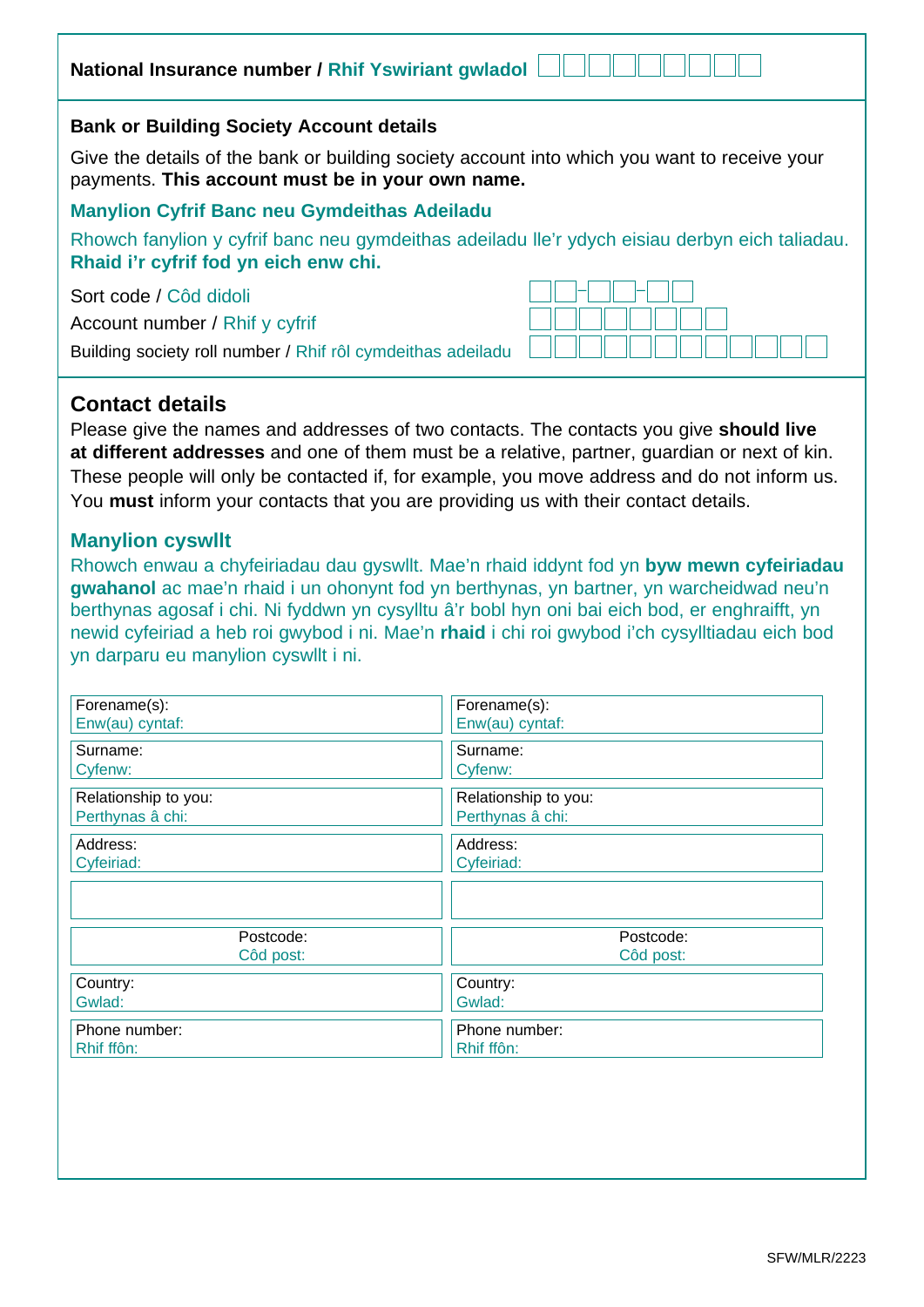**National Insurance number / Rhif Yswiriant gwladol** ☐☐☐☐☐☐☐☐☐

**Bank or Building Society Account details**

Give the details of the bank or building society account into which you want to receive your payments. **This account must be in your own name.**

**Manylion Cyfrif Banc neu Gymdeithas Adeiladu**

Rhowch fanylion y cyfrif banc neu gymdeithas adeiladu lle'r ydych eisiau derbyn eich taliadau. **Rhaid i'r cyfrif fod yn eich enw chi.**

Sort code / Côd didoli ☐☐-☐☐-☐☐

Account number / Rhif y cyfrif ☐☐☐☐☐☐☐☐

Building society roll number / Rhif rôl cymdeithas adeiladu ☐☐☐☐☐☐☐☐☐☐☐☐

## Contact details

Please give the names and addresses of two contacts. The contacts you give **should live at different addresses** and one of them must be a relative, partner, guardian or next of kin. These people will only be contacted if, for example, you move address and do not inform us. You **must** inform your contacts that you are providing us with their contact details.

### Manylion cyswllt

Rhowch enwau a chyfeiriadau dau gyswllt. Mae'n rhaid iddynt fod yn **byw mewn cyfeiriadau gwahanol** ac mae'n rhaid i un ohonynt fod yn berthynas, yn bartner, yn warcheidwad neu'n berthynas agosaf i chi. Ni fyddwn yn cysylltu â'r bobl hyn oni bai eich bod, er enghraifft, yn newid cyfeiriad a heb roi gwybod i ni. Mae'n **rhaid** i chi roi gwybod i'ch cysylltiadau eich bod yn darparu eu manylion cyswllt i ni.

| Contact 1 | Contact 2 |
|---|---|
| Forename(s): / Enw(au) cyntaf: | Forename(s): / Enw(au) cyntaf: |
| Surname: / Cyfenw: | Surname: / Cyfenw: |
| Relationship to you: / Perthynas â chi: | Relationship to you: / Perthynas â chi: |
| Address: / Cyfeiriad: | Address: / Cyfeiriad: |
| | |
| Postcode: / Côd post: | Postcode: / Côd post: |
| Country: / Gwlad: | Country: / Gwlad: |
| Phone number: / Rhif ffôn: | Phone number: / Rhif ffôn: |

SFW/MLR/2223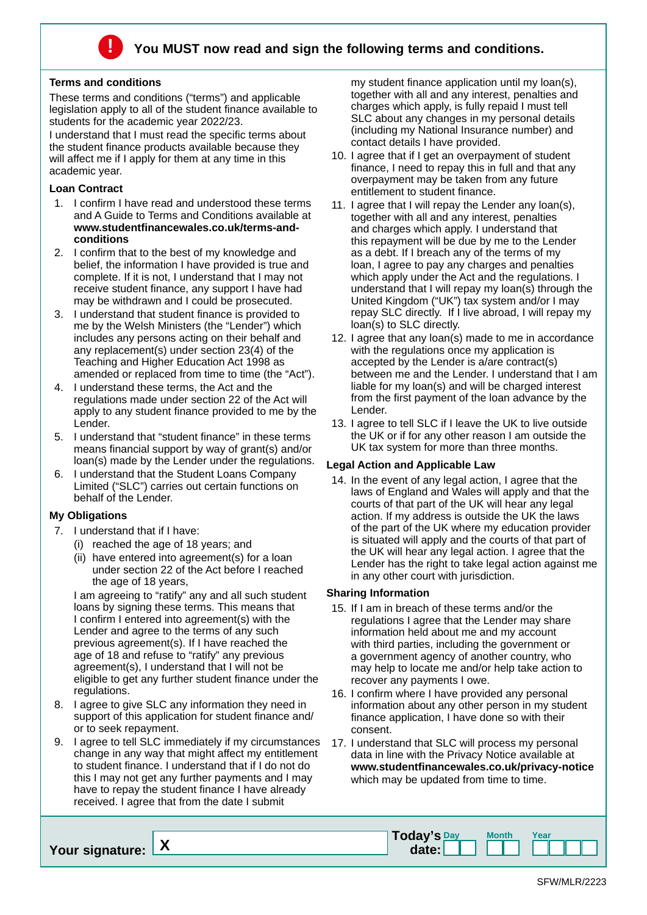## ! You MUST now read and sign the following terms and conditions.

### Terms and conditions

These terms and conditions ("terms") and applicable legislation apply to all of the student finance available to students for the academic year 2022/23.

I understand that I must read the specific terms about the student finance products available because they will affect me if I apply for them at any time in this academic year.

### Loan Contract

1. I confirm I have read and understood these terms and A Guide to Terms and Conditions available at **www.studentfinancewales.co.uk/terms-and-conditions**
2. I confirm that to the best of my knowledge and belief, the information I have provided is true and complete. If it is not, I understand that I may not receive student finance, any support I have had may be withdrawn and I could be prosecuted.
3. I understand that student finance is provided to me by the Welsh Ministers (the "Lender") which includes any persons acting on their behalf and any replacement(s) under section 23(4) of the Teaching and Higher Education Act 1998 as amended or replaced from time to time (the "Act").
4. I understand these terms, the Act and the regulations made under section 22 of the Act will apply to any student finance provided to me by the Lender.
5. I understand that "student finance" in these terms means financial support by way of grant(s) and/or loan(s) made by the Lender under the regulations.
6. I understand that the Student Loans Company Limited ("SLC") carries out certain functions on behalf of the Lender.

### My Obligations

7. I understand that if I have:
   (i) reached the age of 18 years; and
   (ii) have entered into agreement(s) for a loan under section 22 of the Act before I reached the age of 18 years,

   I am agreeing to "ratify" any and all such student loans by signing these terms. This means that I confirm I entered into agreement(s) with the Lender and agree to the terms of any such previous agreement(s). If I have reached the age of 18 and refuse to "ratify" any previous agreement(s), I understand that I will not be eligible to get any further student finance under the regulations.
8. I agree to give SLC any information they need in support of this application for student finance and/or to seek repayment.
9. I agree to tell SLC immediately if my circumstances change in any way that might affect my entitlement to student finance. I understand that if I do not do this I may not get any further payments and I may have to repay the student finance I have already received. I agree that from the date I submit my student finance application until my loan(s), together with all and any interest, penalties and charges which apply, is fully repaid I must tell SLC about any changes in my personal details (including my National Insurance number) and contact details I have provided.
10. I agree that if I get an overpayment of student finance, I need to repay this in full and that any overpayment may be taken from any future entitlement to student finance.
11. I agree that I will repay the Lender any loan(s), together with all and any interest, penalties and charges which apply. I understand that this repayment will be due by me to the Lender as a debt. If I breach any of the terms of my loan, I agree to pay any charges and penalties which apply under the Act and the regulations. I understand that I will repay my loan(s) through the United Kingdom ("UK") tax system and/or I may repay SLC directly. If I live abroad, I will repay my loan(s) to SLC directly.
12. I agree that any loan(s) made to me in accordance with the regulations once my application is accepted by the Lender is a/are contract(s) between me and the Lender. I understand that I am liable for my loan(s) and will be charged interest from the first payment of the loan advance by the Lender.
13. I agree to tell SLC if I leave the UK to live outside the UK or if for any other reason I am outside the UK tax system for more than three months.

### Legal Action and Applicable Law

14. In the event of any legal action, I agree that the laws of England and Wales will apply and that the courts of that part of the UK will hear any legal action. If my address is outside the UK the laws of the part of the UK where my education provider is situated will apply and the courts of that part of the UK will hear any legal action. I agree that the Lender has the right to take legal action against me in any other court with jurisdiction.

### Sharing Information

15. If I am in breach of these terms and/or the regulations I agree that the Lender may share information held about me and my account with third parties, including the government or a government agency of another country, who may help to locate me and/or help take action to recover any payments I owe.
16. I confirm where I have provided any personal information about any other person in my student finance application, I have done so with their consent.
17. I understand that SLC will process my personal data in line with the Privacy Notice available at **www.studentfinancewales.co.uk/privacy-notice** which may be updated from time to time.

**Your signature:** X

**Today's date:** Day | Month | Year

SFW/MLR/2223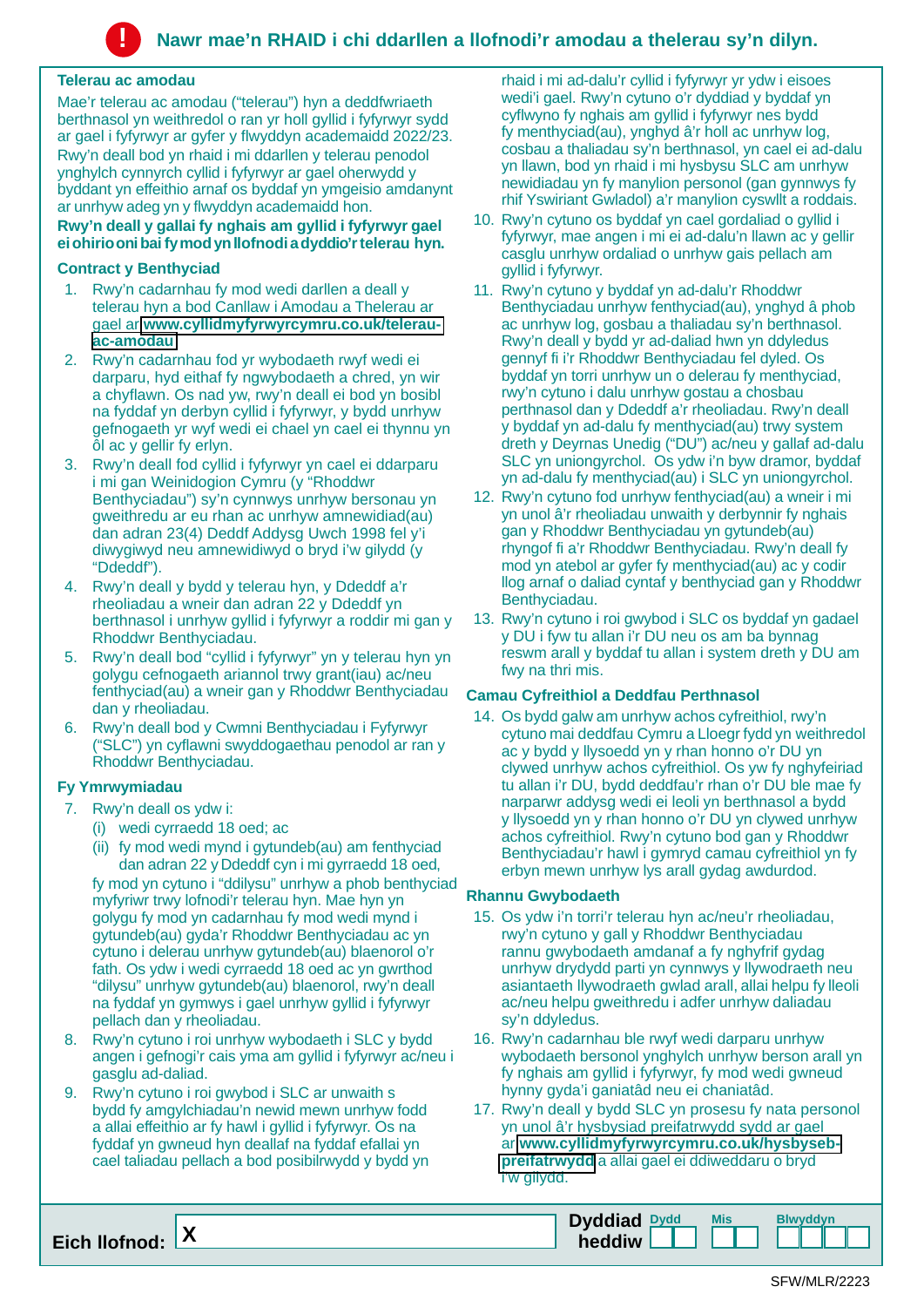**Nawr mae'n RHAID i chi ddarllen a llofnodi'r amodau a thelerau sy'n dilyn.**

### Telerau ac amodau

Mae'r telerau ac amodau ("telerau") hyn a deddfwriaeth berthnasol yn weithredol o ran yr holl gyllid i fyfyrwyr sydd ar gael i fyfyrwyr ar gyfer y flwyddyn academaidd 2022/23. Rwy'n deall bod yn rhaid i mi ddarllen y telerau penodol ynghylch cynnyrch cyllid i fyfyrwyr ar gael oherwydd y byddant yn effeithio arnaf os byddaf yn ymgeisio amdanynt ar unrhyw adeg yn y flwyddyn academaidd hon.

**Rwy'n deall y gallai fy nghais am gyllid i fyfyrwyr gael ei ohirio oni bai fy mod yn llofnodi a dyddio'r telerau hyn.**

### Contract y Benthyciad

1. Rwy'n cadarnhau fy mod wedi darllen a deall y telerau hyn a bod Canllaw i Amodau a Thelerau ar gael ar **www.cyllidmyfyrwyrcymru.co.uk/telerau-ac-amodau**
2. Rwy'n cadarnhau fod yr wybodaeth rwyf wedi ei darparu, hyd eithaf fy ngwybodaeth a chred, yn wir a chyflawn. Os nad yw, rwy'n deall ei bod yn bosibl na fyddaf yn derbyn cyllid i fyfyrwyr, y bydd unrhyw gefnogaeth yr wyf wedi ei chael yn cael ei thynnu yn ôl ac y gellir fy erlyn.
3. Rwy'n deall fod cyllid i fyfyrwyr yn cael ei ddarparu i mi gan Weinidogion Cymru (y "Rhoddwr Benthyciadau") sy'n cynnwys unrhyw bersonau yn gweithredu ar eu rhan ac unrhyw amnewidiad(au) dan adran 23(4) Deddf Addysg Uwch 1998 fel y'i diwygiwyd neu amnewidiwyd o bryd i'w gilydd (y "Ddeddf").
4. Rwy'n deall y bydd y telerau hyn, y Ddeddf a'r rheoliadau a wneir dan adran 22 y Ddeddf yn berthnasol i unrhyw gyllid i fyfyrwyr a roddir mi gan y Rhoddwr Benthyciadau.
5. Rwy'n deall bod "cyllid i fyfyrwyr" yn y telerau hyn yn golygu cefnogaeth ariannol trwy grant(iau) ac/neu fenthyciad(au) a wneir gan y Rhoddwr Benthyciadau dan y rheoliadau.
6. Rwy'n deall bod y Cwmni Benthyciadau i Fyfyrwyr ("SLC") yn cyflawni swyddogaethau penodol ar ran y Rhoddwr Benthyciadau.

### Fy Ymrwymiadau

7. Rwy'n deall os ydw i:
   (i) wedi cyrraedd 18 oed; ac
   (ii) fy mod wedi mynd i gytundeb(au) am fenthyciad dan adran 22 y Ddeddf cyn i mi gyrraedd 18 oed,

   fy mod yn cytuno i "ddilysu" unrhyw a phob benthyciad myfyriwr trwy lofnodi'r telerau hyn. Mae hyn yn golygu fy mod yn cadarnhau fy mod wedi mynd i gytundeb(au) gyda'r Rhoddwr Benthyciadau ac yn cytuno i delerau unrhyw gytundeb(au) blaenorol o'r fath. Os ydw i wedi cyrraedd 18 oed ac yn gwrthod "dilysu" unrhyw gytundeb(au) blaenorol, rwy'n deall na fyddaf yn gymwys i gael unrhyw gyllid i fyfyrwyr pellach dan y rheoliadau.
8. Rwy'n cytuno i roi unrhyw wybodaeth i SLC y bydd angen i gefnogi'r cais yma am gyllid i fyfyrwyr ac/neu i gasglu ad-daliad.
9. Rwy'n cytuno i roi gwybod i SLC ar unwaith s bydd fy amgylchiadau'n newid mewn unrhyw fodd a allai effeithio ar fy hawl i gyllid i fyfyrwyr. Os na fyddaf yn gwneud hyn deallaf na fyddaf efallai yn cael taliadau pellach a bod posibilrwydd y bydd yn rhaid i mi ad-dalu'r cyllid i fyfyrwyr yr ydw i eisoes wedi'i gael. Rwy'n cytuno o'r dyddiad y byddaf yn cyflwyno fy nghais am gyllid i fyfyrwyr nes bydd fy menthyciad(au), ynghyd â'r holl ac unrhyw log, cosbau a thaliadau sy'n berthnasol, yn cael ei ad-dalu yn llawn, bod yn rhaid i mi hysbysu SLC am unrhyw newidiadau yn fy manylion personol (gan gynnwys fy rhif Yswiriant Gwladol) a'r manylion cyswllt a roddais.
10. Rwy'n cytuno os byddaf yn cael gordaliad o gyllid i fyfyrwyr, mae angen i mi ei ad-dalu'n llawn ac y gellir casglu unrhyw ordaliad o unrhyw gais pellach am gyllid i fyfyrwyr.
11. Rwy'n cytuno y byddaf yn ad-dalu'r Rhoddwr Benthyciadau unrhyw fenthyciad(au), ynghyd â phob ac unrhyw log, gosbau a thaliadau sy'n berthnasol. Rwy'n deall y bydd yr ad-daliad hwn yn ddyledus gennyf fi i'r Rhoddwr Benthyciadau fel dyled. Os byddaf yn torri unrhyw un o delerau fy menthyciad, rwy'n cytuno i dalu unrhyw gostau a chosbau perthnasol dan y Ddeddf a'r rheoliadau. Rwy'n deall y byddaf yn ad-dalu fy menthyciad(au) trwy system dreth y Deyrnas Unedig ("DU") ac/neu y gallaf ad-dalu SLC yn uniongyrchol. Os ydw i'n byw dramor, byddaf yn ad-dalu fy menthyciad(au) i SLC yn uniongyrchol.
12. Rwy'n cytuno fod unrhyw fenthyciad(au) a wneir i mi yn unol â'r rheoliadau unwaith y derbynnir fy nghais gan y Rhoddwr Benthyciadau yn gytundeb(au) rhyngof fi a'r Rhoddwr Benthyciadau. Rwy'n deall fy mod yn atebol ar gyfer fy menthyciad(au) ac y codir llog arnaf o daliad cyntaf y benthyciad gan y Rhoddwr Benthyciadau.
13. Rwy'n cytuno i roi gwybod i SLC os byddaf yn gadael y DU i fyw tu allan i'r DU neu os am ba bynnag reswm arall y byddaf tu allan i system dreth y DU am fwy na thri mis.

### Camau Cyfreithiol a Deddfau Perthnasol

14. Os bydd galw am unrhyw achos cyfreithiol, rwy'n cytuno mai deddfau Cymru a Lloegr fydd yn weithredol ac y bydd y llysoedd yn y rhan honno o'r DU yn clywed unrhyw achos cyfreithiol. Os yw fy nghyfeiriad tu allan i'r DU, bydd deddfau'r rhan o'r DU ble mae fy narparwr addysg wedi ei leoli yn berthnasol a bydd y llysoedd yn y rhan honno o'r DU yn clywed unrhyw achos cyfreithiol. Rwy'n cytuno bod gan y Rhoddwr Benthyciadau'r hawl i gymryd camau cyfreithiol yn fy erbyn mewn unrhyw lys arall gydag awdurdod.

### Rhannu Gwybodaeth

15. Os ydw i'n torri'r telerau hyn ac/neu'r rheoliadau, rwy'n cytuno y gall y Rhoddwr Benthyciadau rannu gwybodaeth amdanaf a fy nghyfrif gydag unrhyw drydydd parti yn cynnwys y llywodraeth neu asiantaeth llywodraeth gwlad arall, allai helpu fy lleoli ac/neu helpu gweithredu i adfer unrhyw daliadau sy'n ddyledus.
16. Rwy'n cadarnhau ble rwyf wedi darparu unrhyw wybodaeth bersonol ynghylch unrhyw berson arall yn fy nghais am gyllid i fyfyrwyr, fy mod wedi gwneud hynny gyda'i ganiatâd neu ei chaniatâd.
17. Rwy'n deall y bydd SLC yn prosesu fy nata personol yn unol â'r hysbysiad preifatrwydd sydd ar gael ar **www.cyllidmyfyrwyrcymru.co.uk/hysbyseb-preifatrwydd** a allai gael ei ddiweddaru o bryd i'w gilydd.

**Eich llofnod:** X

**Dyddiad heddiw** Dydd | Mis | Blwyddyn

SFW/MLR/2223